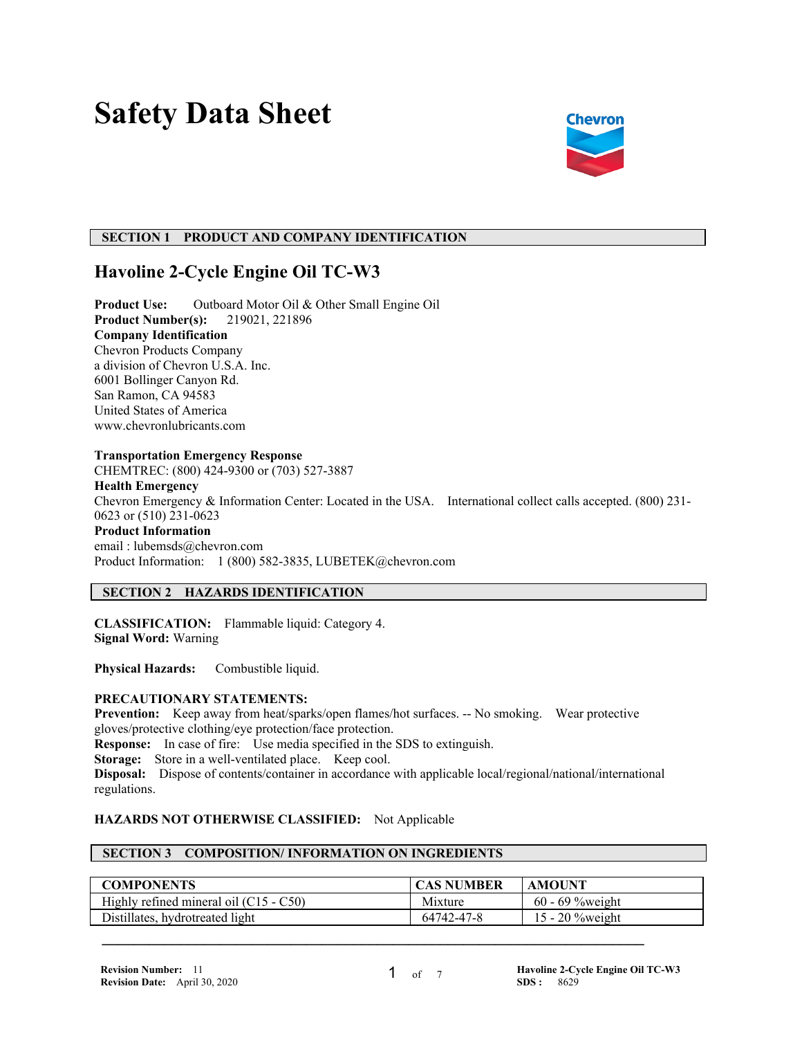# Safety Data Sheet

## SECTION 1 PRODUCT AND COMPANY IDENTIFICATION

### Havoline 2-Cycle Engine Oil TC-W3

**Product Use:** Outboard Motor Oil & Other Small Engine Oil
**Product Number(s):** 219021, 221896
**Company Identification**
Chevron Products Company
a division of Chevron U.S.A. Inc.
6001 Bollinger Canyon Rd.
San Ramon, CA 94583
United States of America
www.chevronlubricants.com

**Transportation Emergency Response**
CHEMTREC: (800) 424-9300 or (703) 527-3887
**Health Emergency**
Chevron Emergency & Information Center: Located in the USA. International collect calls accepted. (800) 231-0623 or (510) 231-0623
**Product Information**
email : lubemsds@chevron.com
Product Information: 1 (800) 582-3835, LUBETEK@chevron.com

## SECTION 2 HAZARDS IDENTIFICATION

**CLASSIFICATION:** Flammable liquid: Category 4.
**Signal Word:** Warning

**Physical Hazards:** Combustible liquid.

**PRECAUTIONARY STATEMENTS:**
**Prevention:** Keep away from heat/sparks/open flames/hot surfaces. -- No smoking. Wear protective gloves/protective clothing/eye protection/face protection.
**Response:** In case of fire: Use media specified in the SDS to extinguish.
**Storage:** Store in a well-ventilated place. Keep cool.
**Disposal:** Dispose of contents/container in accordance with applicable local/regional/national/international regulations.

**HAZARDS NOT OTHERWISE CLASSIFIED:** Not Applicable

## SECTION 3 COMPOSITION/ INFORMATION ON INGREDIENTS

| COMPONENTS | CAS NUMBER | AMOUNT |
|---|---|---|
| Highly refined mineral oil (C15 - C50) | Mixture | 60 - 69 %weight |
| Distillates, hydrotreated light | 64742-47-8 | 15 - 20 %weight |

**Revision Number:** 11
**Revision Date:** April 30, 2020

**SDS :** 8629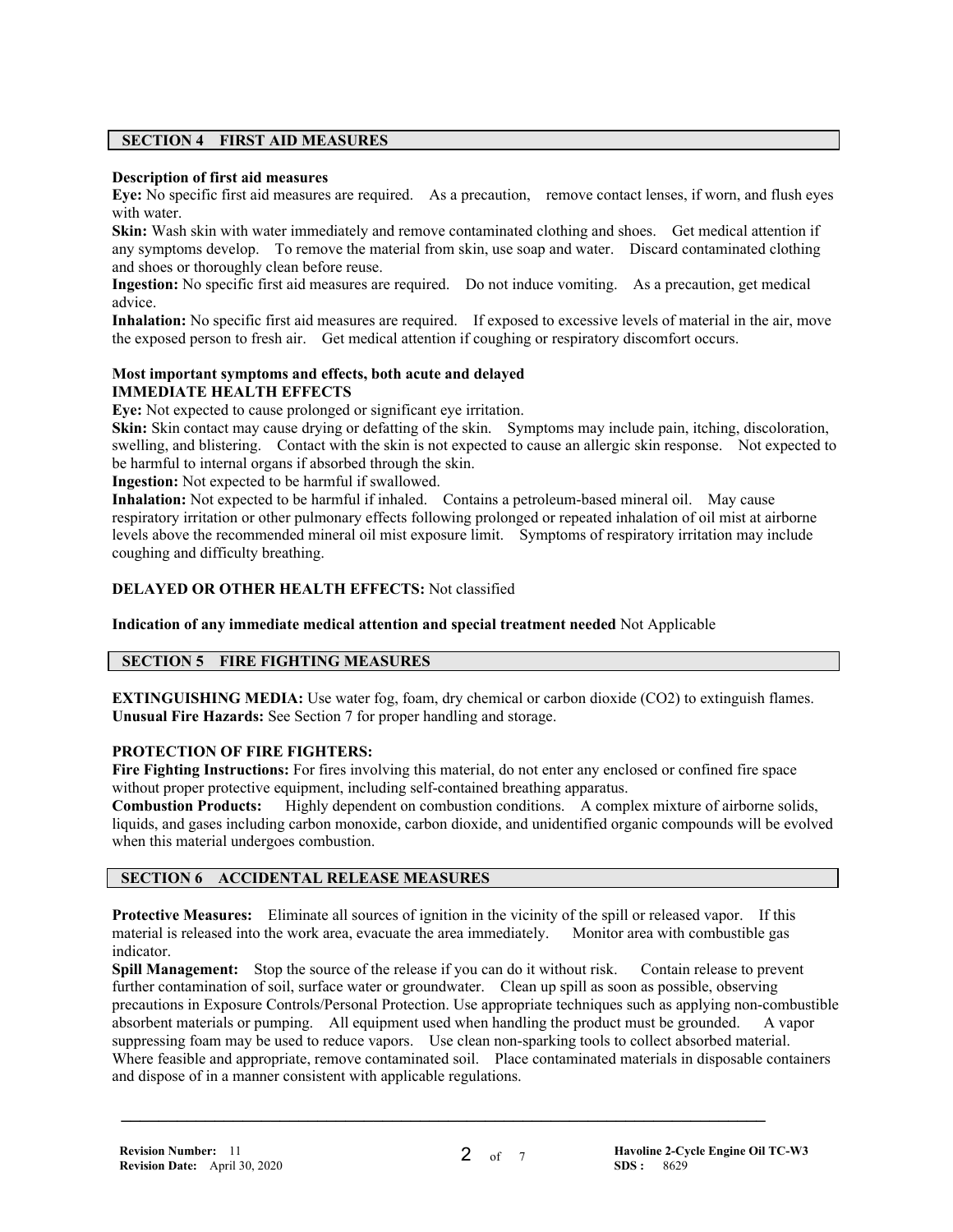## SECTION 4 FIRST AID MEASURES

**Description of first aid measures**

**Eye:** No specific first aid measures are required. As a precaution, remove contact lenses, if worn, and flush eyes with water.

**Skin:** Wash skin with water immediately and remove contaminated clothing and shoes. Get medical attention if any symptoms develop. To remove the material from skin, use soap and water. Discard contaminated clothing and shoes or thoroughly clean before reuse.

**Ingestion:** No specific first aid measures are required. Do not induce vomiting. As a precaution, get medical advice.

**Inhalation:** No specific first aid measures are required. If exposed to excessive levels of material in the air, move the exposed person to fresh air. Get medical attention if coughing or respiratory discomfort occurs.

**Most important symptoms and effects, both acute and delayed**
**IMMEDIATE HEALTH EFFECTS**

**Eye:** Not expected to cause prolonged or significant eye irritation.

**Skin:** Skin contact may cause drying or defatting of the skin. Symptoms may include pain, itching, discoloration, swelling, and blistering. Contact with the skin is not expected to cause an allergic skin response. Not expected to be harmful to internal organs if absorbed through the skin.

**Ingestion:** Not expected to be harmful if swallowed.

**Inhalation:** Not expected to be harmful if inhaled. Contains a petroleum-based mineral oil. May cause respiratory irritation or other pulmonary effects following prolonged or repeated inhalation of oil mist at airborne levels above the recommended mineral oil mist exposure limit. Symptoms of respiratory irritation may include coughing and difficulty breathing.

**DELAYED OR OTHER HEALTH EFFECTS:** Not classified

**Indication of any immediate medical attention and special treatment needed** Not Applicable

## SECTION 5 FIRE FIGHTING MEASURES

**EXTINGUISHING MEDIA:** Use water fog, foam, dry chemical or carbon dioxide ($CO_2$) to extinguish flames.
**Unusual Fire Hazards:** See Section 7 for proper handling and storage.

**PROTECTION OF FIRE FIGHTERS:**

**Fire Fighting Instructions:** For fires involving this material, do not enter any enclosed or confined fire space without proper protective equipment, including self-contained breathing apparatus.

**Combustion Products:** Highly dependent on combustion conditions. A complex mixture of airborne solids, liquids, and gases including carbon monoxide, carbon dioxide, and unidentified organic compounds will be evolved when this material undergoes combustion.

## SECTION 6 ACCIDENTAL RELEASE MEASURES

**Protective Measures:** Eliminate all sources of ignition in the vicinity of the spill or released vapor. If this material is released into the work area, evacuate the area immediately. Monitor area with combustible gas indicator.

**Spill Management:** Stop the source of the release if you can do it without risk. Contain release to prevent further contamination of soil, surface water or groundwater. Clean up spill as soon as possible, observing precautions in Exposure Controls/Personal Protection. Use appropriate techniques such as applying non-combustible absorbent materials or pumping. All equipment used when handling the product must be grounded. A vapor suppressing foam may be used to reduce vapors. Use clean non-sparking tools to collect absorbed material. Where feasible and appropriate, remove contaminated soil. Place contaminated materials in disposable containers and dispose of in a manner consistent with applicable regulations.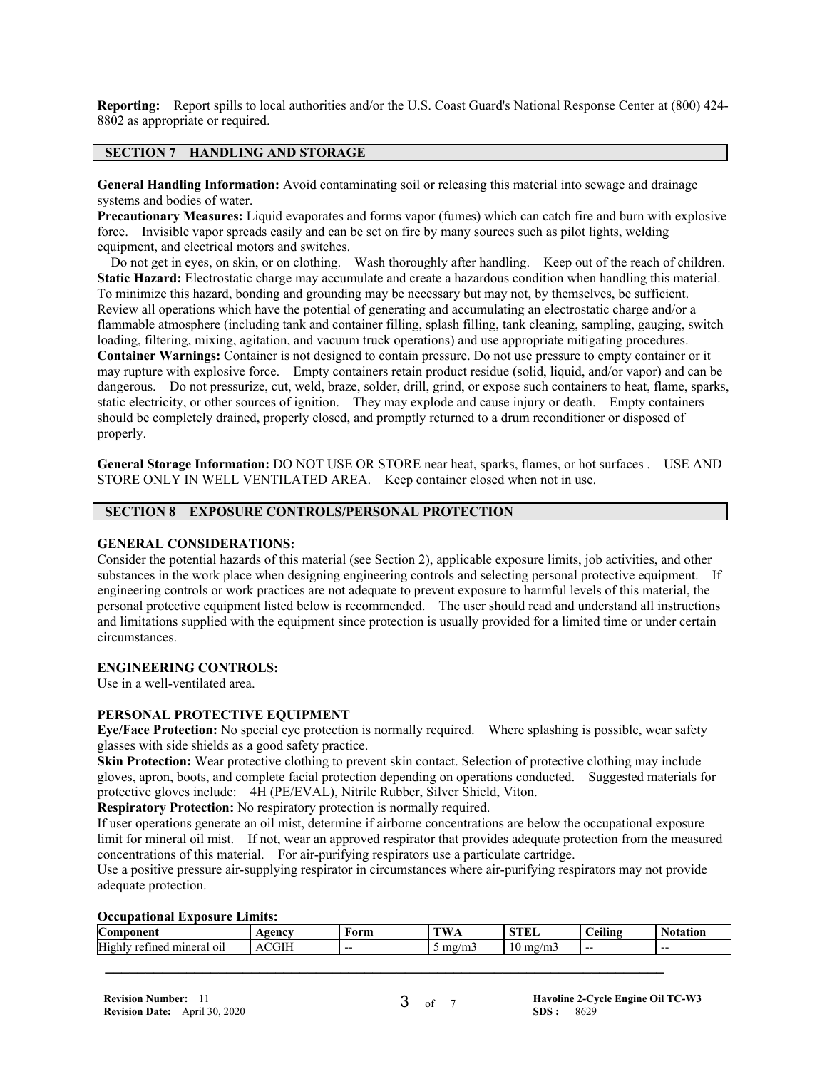**Reporting:** Report spills to local authorities and/or the U.S. Coast Guard's National Response Center at (800) 424-8802 as appropriate or required.

## SECTION 7 HANDLING AND STORAGE

**General Handling Information:** Avoid contaminating soil or releasing this material into sewage and drainage systems and bodies of water.

**Precautionary Measures:** Liquid evaporates and forms vapor (fumes) which can catch fire and burn with explosive force. Invisible vapor spreads easily and can be set on fire by many sources such as pilot lights, welding equipment, and electrical motors and switches.

Do not get in eyes, on skin, or on clothing. Wash thoroughly after handling. Keep out of the reach of children.

**Static Hazard:** Electrostatic charge may accumulate and create a hazardous condition when handling this material. To minimize this hazard, bonding and grounding may be necessary but may not, by themselves, be sufficient. Review all operations which have the potential of generating and accumulating an electrostatic charge and/or a flammable atmosphere (including tank and container filling, splash filling, tank cleaning, sampling, gauging, switch loading, filtering, mixing, agitation, and vacuum truck operations) and use appropriate mitigating procedures.

**Container Warnings:** Container is not designed to contain pressure. Do not use pressure to empty container or it may rupture with explosive force. Empty containers retain product residue (solid, liquid, and/or vapor) and can be dangerous. Do not pressurize, cut, weld, braze, solder, drill, grind, or expose such containers to heat, flame, sparks, static electricity, or other sources of ignition. They may explode and cause injury or death. Empty containers should be completely drained, properly closed, and promptly returned to a drum reconditioner or disposed of properly.

**General Storage Information:** DO NOT USE OR STORE near heat, sparks, flames, or hot surfaces . USE AND STORE ONLY IN WELL VENTILATED AREA. Keep container closed when not in use.

## SECTION 8 EXPOSURE CONTROLS/PERSONAL PROTECTION

### GENERAL CONSIDERATIONS:

Consider the potential hazards of this material (see Section 2), applicable exposure limits, job activities, and other substances in the work place when designing engineering controls and selecting personal protective equipment. If engineering controls or work practices are not adequate to prevent exposure to harmful levels of this material, the personal protective equipment listed below is recommended. The user should read and understand all instructions and limitations supplied with the equipment since protection is usually provided for a limited time or under certain circumstances.

### ENGINEERING CONTROLS:

Use in a well-ventilated area.

### PERSONAL PROTECTIVE EQUIPMENT

**Eye/Face Protection:** No special eye protection is normally required. Where splashing is possible, wear safety glasses with side shields as a good safety practice.

**Skin Protection:** Wear protective clothing to prevent skin contact. Selection of protective clothing may include gloves, apron, boots, and complete facial protection depending on operations conducted. Suggested materials for protective gloves include: 4H (PE/EVAL), Nitrile Rubber, Silver Shield, Viton.

**Respiratory Protection:** No respiratory protection is normally required.

If user operations generate an oil mist, determine if airborne concentrations are below the occupational exposure limit for mineral oil mist. If not, wear an approved respirator that provides adequate protection from the measured concentrations of this material. For air-purifying respirators use a particulate cartridge.

Use a positive pressure air-supplying respirator in circumstances where air-purifying respirators may not provide adequate protection.

**Occupational Exposure Limits:**

| Component | Agency | Form | TWA | STEL | Ceiling | Notation |
|---|---|---|---|---|---|---|
| Highly refined mineral oil | ACGIH | -- | 5 mg/m3 | 10 mg/m3 | -- | -- |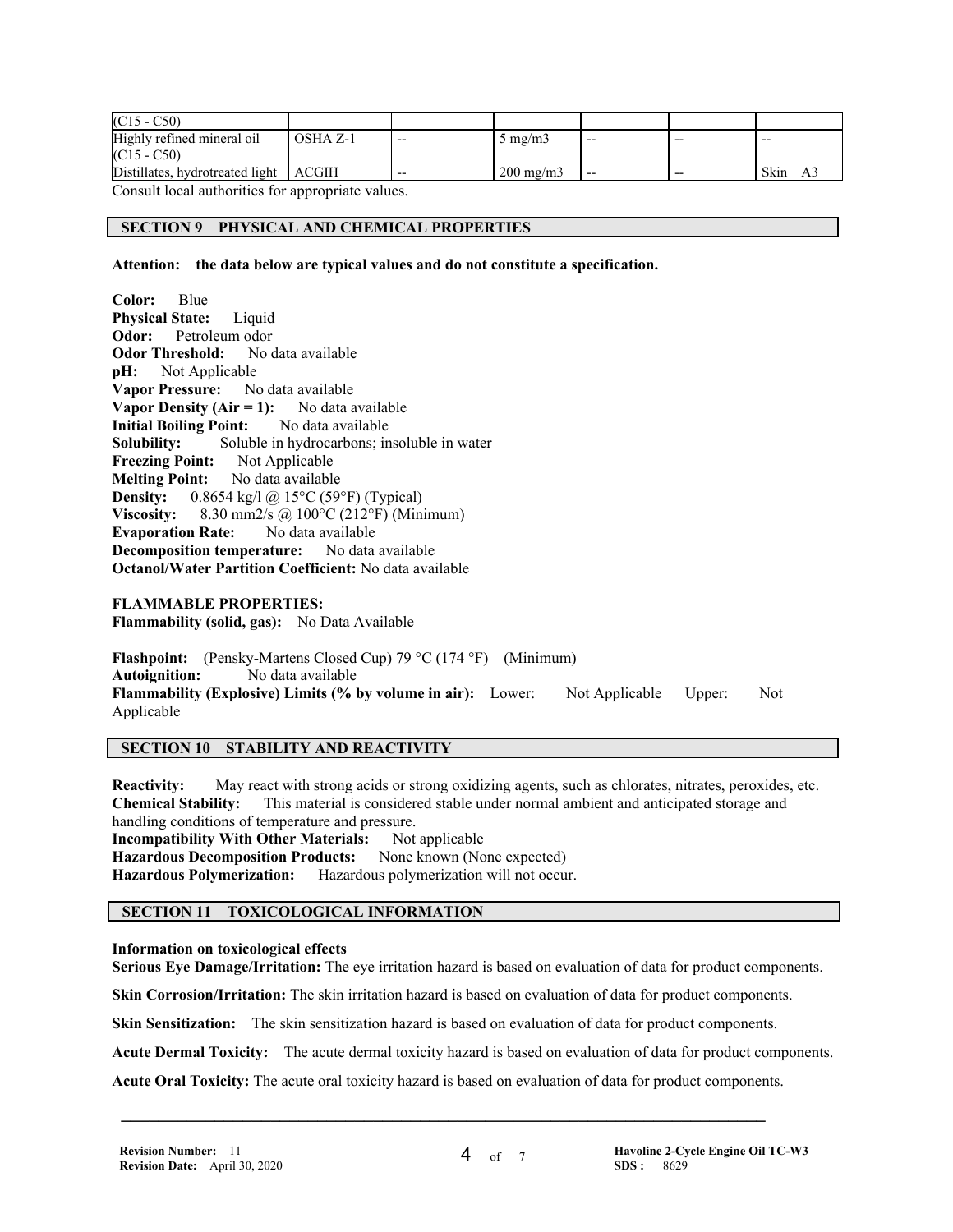| | | | | | | |
|---|---|---|---|---|---|---|
| (C15 - C50) | | | | | | |
| Highly refined mineral oil (C15 - C50) | OSHA Z-1 | -- | 5 mg/m3 | -- | -- | -- |
| Distillates, hydrotreated light | ACGIH | -- | 200 mg/m3 | -- | -- | Skin A3 |

Consult local authorities for appropriate values.

## SECTION 9 PHYSICAL AND CHEMICAL PROPERTIES

**Attention: the data below are typical values and do not constitute a specification.**

**Color:** Blue
**Physical State:** Liquid
**Odor:** Petroleum odor
**Odor Threshold:** No data available
**pH:** Not Applicable
**Vapor Pressure:** No data available
**Vapor Density (Air = 1):** No data available
**Initial Boiling Point:** No data available
**Solubility:** Soluble in hydrocarbons; insoluble in water
**Freezing Point:** Not Applicable
**Melting Point:** No data available
**Density:** 0.8654 kg/l @ 15°C (59°F) (Typical)
**Viscosity:** 8.30 mm2/s @ 100°C (212°F) (Minimum)
**Evaporation Rate:** No data available
**Decomposition temperature:** No data available
**Octanol/Water Partition Coefficient:** No data available

**FLAMMABLE PROPERTIES:**
**Flammability (solid, gas):** No Data Available

**Flashpoint:** (Pensky-Martens Closed Cup) 79 °C (174 °F) (Minimum)
**Autoignition:** No data available
**Flammability (Explosive) Limits (% by volume in air):** Lower: Not Applicable Upper: Not Applicable

## SECTION 10 STABILITY AND REACTIVITY

**Reactivity:** May react with strong acids or strong oxidizing agents, such as chlorates, nitrates, peroxides, etc.
**Chemical Stability:** This material is considered stable under normal ambient and anticipated storage and handling conditions of temperature and pressure.
**Incompatibility With Other Materials:** Not applicable
**Hazardous Decomposition Products:** None known (None expected)
**Hazardous Polymerization:** Hazardous polymerization will not occur.

## SECTION 11 TOXICOLOGICAL INFORMATION

**Information on toxicological effects**
**Serious Eye Damage/Irritation:** The eye irritation hazard is based on evaluation of data for product components.

**Skin Corrosion/Irritation:** The skin irritation hazard is based on evaluation of data for product components.

**Skin Sensitization:** The skin sensitization hazard is based on evaluation of data for product components.

**Acute Dermal Toxicity:** The acute dermal toxicity hazard is based on evaluation of data for product components.

**Acute Oral Toxicity:** The acute oral toxicity hazard is based on evaluation of data for product components.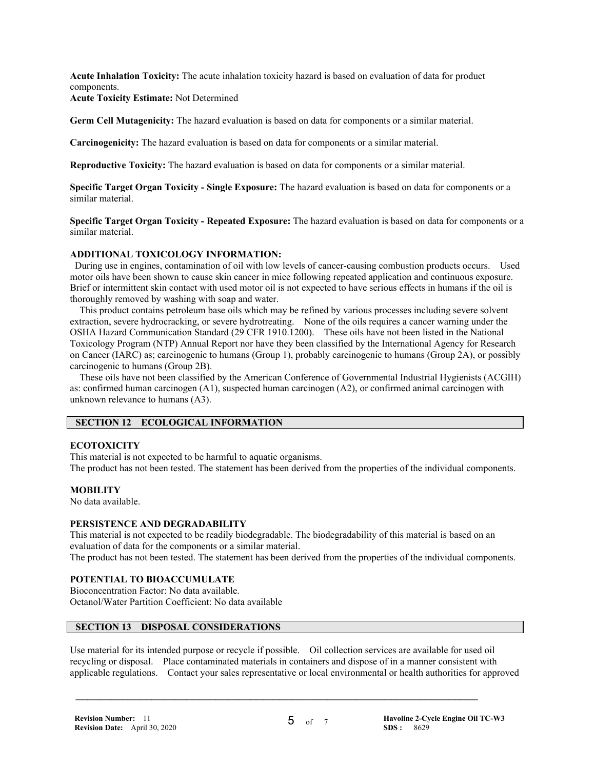**Acute Inhalation Toxicity:** The acute inhalation toxicity hazard is based on evaluation of data for product components.
**Acute Toxicity Estimate:** Not Determined

**Germ Cell Mutagenicity:** The hazard evaluation is based on data for components or a similar material.

**Carcinogenicity:** The hazard evaluation is based on data for components or a similar material.

**Reproductive Toxicity:** The hazard evaluation is based on data for components or a similar material.

**Specific Target Organ Toxicity - Single Exposure:** The hazard evaluation is based on data for components or a similar material.

**Specific Target Organ Toxicity - Repeated Exposure:** The hazard evaluation is based on data for components or a similar material.

**ADDITIONAL TOXICOLOGY INFORMATION:**

During use in engines, contamination of oil with low levels of cancer-causing combustion products occurs. Used motor oils have been shown to cause skin cancer in mice following repeated application and continuous exposure. Brief or intermittent skin contact with used motor oil is not expected to have serious effects in humans if the oil is thoroughly removed by washing with soap and water.

This product contains petroleum base oils which may be refined by various processes including severe solvent extraction, severe hydrocracking, or severe hydrotreating. None of the oils requires a cancer warning under the OSHA Hazard Communication Standard (29 CFR 1910.1200). These oils have not been listed in the National Toxicology Program (NTP) Annual Report nor have they been classified by the International Agency for Research on Cancer (IARC) as; carcinogenic to humans (Group 1), probably carcinogenic to humans (Group 2A), or possibly carcinogenic to humans (Group 2B).

These oils have not been classified by the American Conference of Governmental Industrial Hygienists (ACGIH) as: confirmed human carcinogen (A1), suspected human carcinogen (A2), or confirmed animal carcinogen with unknown relevance to humans (A3).

## SECTION 12 ECOLOGICAL INFORMATION

**ECOTOXICITY**

This material is not expected to be harmful to aquatic organisms.
The product has not been tested. The statement has been derived from the properties of the individual components.

**MOBILITY**

No data available.

**PERSISTENCE AND DEGRADABILITY**

This material is not expected to be readily biodegradable. The biodegradability of this material is based on an evaluation of data for the components or a similar material.
The product has not been tested. The statement has been derived from the properties of the individual components.

**POTENTIAL TO BIOACCUMULATE**

Bioconcentration Factor: No data available.
Octanol/Water Partition Coefficient: No data available

## SECTION 13 DISPOSAL CONSIDERATIONS

Use material for its intended purpose or recycle if possible. Oil collection services are available for used oil recycling or disposal. Place contaminated materials in containers and dispose of in a manner consistent with applicable regulations. Contact your sales representative or local environmental or health authorities for approved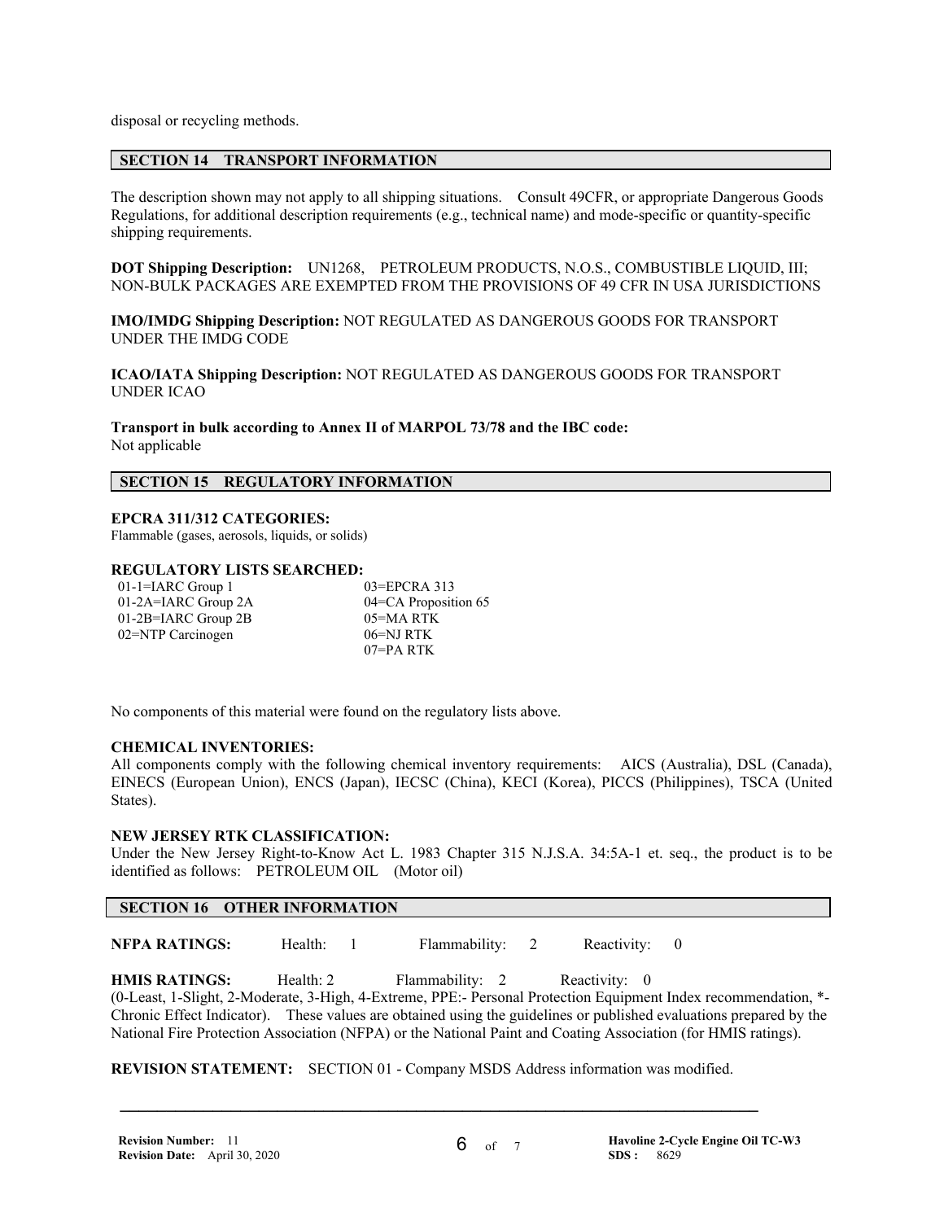disposal or recycling methods.

## SECTION 14 TRANSPORT INFORMATION

The description shown may not apply to all shipping situations. Consult 49CFR, or appropriate Dangerous Goods Regulations, for additional description requirements (e.g., technical name) and mode-specific or quantity-specific shipping requirements.

**DOT Shipping Description:** UN1268, PETROLEUM PRODUCTS, N.O.S., COMBUSTIBLE LIQUID, III; NON-BULK PACKAGES ARE EXEMPTED FROM THE PROVISIONS OF 49 CFR IN USA JURISDICTIONS

**IMO/IMDG Shipping Description:** NOT REGULATED AS DANGEROUS GOODS FOR TRANSPORT UNDER THE IMDG CODE

**ICAO/IATA Shipping Description:** NOT REGULATED AS DANGEROUS GOODS FOR TRANSPORT UNDER ICAO

**Transport in bulk according to Annex II of MARPOL 73/78 and the IBC code:**
Not applicable

## SECTION 15 REGULATORY INFORMATION

**EPCRA 311/312 CATEGORIES:**
Flammable (gases, aerosols, liquids, or solids)

**REGULATORY LISTS SEARCHED:**

| | |
|---|---|
| 01-1=IARC Group 1 | 03=EPCRA 313 |
| 01-2A=IARC Group 2A | 04=CA Proposition 65 |
| 01-2B=IARC Group 2B | 05=MA RTK |
| 02=NTP Carcinogen | 06=NJ RTK |
| | 07=PA RTK |

No components of this material were found on the regulatory lists above.

**CHEMICAL INVENTORIES:**
All components comply with the following chemical inventory requirements: AICS (Australia), DSL (Canada), EINECS (European Union), ENCS (Japan), IECSC (China), KECI (Korea), PICCS (Philippines), TSCA (United States).

**NEW JERSEY RTK CLASSIFICATION:**
Under the New Jersey Right-to-Know Act L. 1983 Chapter 315 N.J.S.A. 34:5A-1 et. seq., the product is to be identified as follows: PETROLEUM OIL (Motor oil)

## SECTION 16 OTHER INFORMATION

**NFPA RATINGS:** Health: 1 Flammability: 2 Reactivity: 0

**HMIS RATINGS:** Health: 2 Flammability: 2 Reactivity: 0
(0-Least, 1-Slight, 2-Moderate, 3-High, 4-Extreme, PPE:- Personal Protection Equipment Index recommendation, *- Chronic Effect Indicator). These values are obtained using the guidelines or published evaluations prepared by the National Fire Protection Association (NFPA) or the National Paint and Coating Association (for HMIS ratings).

**REVISION STATEMENT:** SECTION 01 - Company MSDS Address information was modified.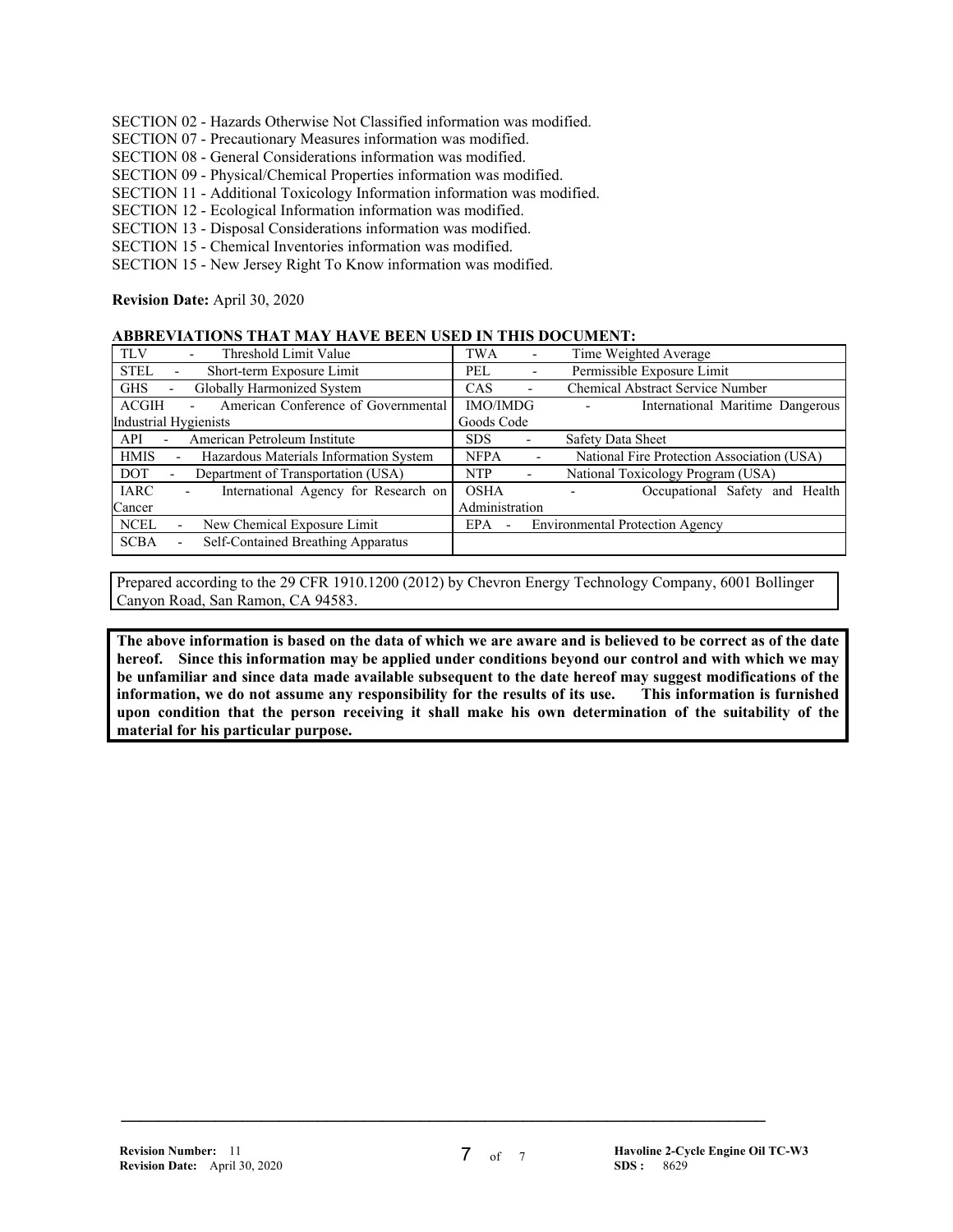SECTION 02 - Hazards Otherwise Not Classified information was modified.
SECTION 07 - Precautionary Measures information was modified.
SECTION 08 - General Considerations information was modified.
SECTION 09 - Physical/Chemical Properties information was modified.
SECTION 11 - Additional Toxicology Information information was modified.
SECTION 12 - Ecological Information information was modified.
SECTION 13 - Disposal Considerations information was modified.
SECTION 15 - Chemical Inventories information was modified.
SECTION 15 - New Jersey Right To Know information was modified.

**Revision Date:** April 30, 2020

**ABBREVIATIONS THAT MAY HAVE BEEN USED IN THIS DOCUMENT:**

| | |
|---|---|
| TLV - Threshold Limit Value | TWA - Time Weighted Average |
| STEL - Short-term Exposure Limit | PEL - Permissible Exposure Limit |
| GHS - Globally Harmonized System | CAS - Chemical Abstract Service Number |
| ACGIH - American Conference of Governmental Industrial Hygienists | IMO/IMDG - International Maritime Dangerous Goods Code |
| API - American Petroleum Institute | SDS - Safety Data Sheet |
| HMIS - Hazardous Materials Information System | NFPA - National Fire Protection Association (USA) |
| DOT - Department of Transportation (USA) | NTP - National Toxicology Program (USA) |
| IARC - International Agency for Research on Cancer | OSHA - Occupational Safety and Health Administration |
| NCEL - New Chemical Exposure Limit | EPA - Environmental Protection Agency |
| SCBA - Self-Contained Breathing Apparatus | |

Prepared according to the 29 CFR 1910.1200 (2012) by Chevron Energy Technology Company, 6001 Bollinger Canyon Road, San Ramon, CA 94583.

**The above information is based on the data of which we are aware and is believed to be correct as of the date hereof. Since this information may be applied under conditions beyond our control and with which we may be unfamiliar and since data made available subsequent to the date hereof may suggest modifications of the information, we do not assume any responsibility for the results of its use. This information is furnished upon condition that the person receiving it shall make his own determination of the suitability of the material for his particular purpose.**